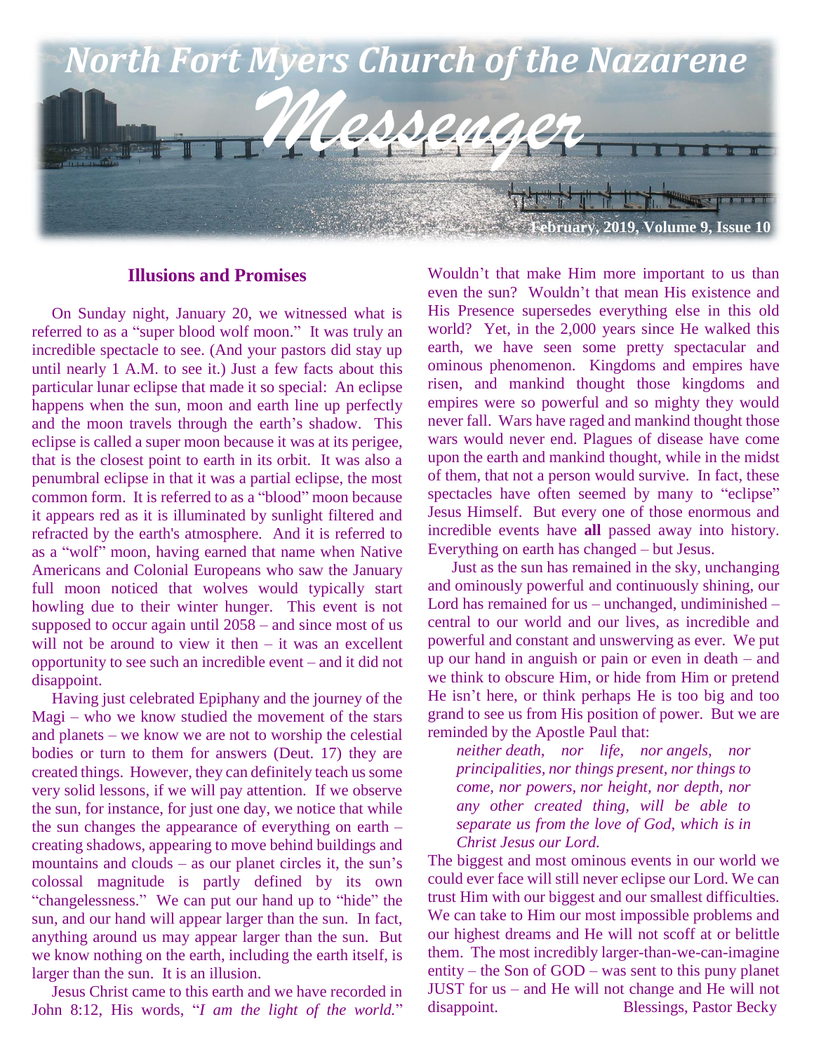# North Fort Myers Church of the Nazarene

# *Messenger*

February, 2019, Volume 9, Issue 10

## Illusions and Promises

On Sunday night, January 20, we witnessed what is referred to as a "super blood wolf moon." It was truly an incredible spectacle to see. (And your pastors did stay up until nearly 1 A.M. to see it.) Just a few facts about this particular lunar eclipse that made it so special: An eclipse happens when the sun, moon and earth line up perfectly and the moon travels through the earth's shadow. This eclipse is called a super moon because it was at its perigee, that is the closest point to earth in its orbit. It was also a penumbral eclipse in that it was a partial eclipse, the most common form. It is referred to as a "blood" moon because it appears red as it is illuminated by sunlight filtered and refracted by the earth's atmosphere. And it is referred to as a "wolf" moon, having earned that name when Native Americans and Colonial Europeans who saw the January full moon noticed that wolves would typically start howling due to their winter hunger. This event is not supposed to occur again until 2058 – and since most of us will not be around to view it then – it was an excellent opportunity to see such an incredible event – and it did not disappoint.

Having just celebrated Epiphany and the journey of the Magi – who we know studied the movement of the stars and planets – we know we are not to worship the celestial bodies or turn to them for answers (Deut. 17) they are created things. However, they can definitely teach us some very solid lessons, if we will pay attention. If we observe the sun, for instance, for just one day, we notice that while the sun changes the appearance of everything on earth – creating shadows, appearing to move behind buildings and mountains and clouds – as our planet circles it, the sun's colossal magnitude is partly defined by its own "changelessness." We can put our hand up to "hide" the sun, and our hand will appear larger than the sun. In fact, anything around us may appear larger than the sun. But we know nothing on the earth, including the earth itself, is larger than the sun. It is an illusion.

Jesus Christ came to this earth and we have recorded in John 8:12, His words, "*I am the light of the world.*" Wouldn't that make Him more important to us than even the sun? Wouldn't that mean His existence and His Presence supersedes everything else in this old world? Yet, in the 2,000 years since He walked this earth, we have seen some pretty spectacular and ominous phenomenon. Kingdoms and empires have risen, and mankind thought those kingdoms and empires were so powerful and so mighty they would never fall. Wars have raged and mankind thought those wars would never end. Plagues of disease have come upon the earth and mankind thought, while in the midst of them, that not a person would survive. In fact, these spectacles have often seemed by many to "eclipse" Jesus Himself. But every one of those enormous and incredible events have **all** passed away into history. Everything on earth has changed – but Jesus.

Just as the sun has remained in the sky, unchanging and ominously powerful and continuously shining, our Lord has remained for us – unchanged, undiminished – central to our world and our lives, as incredible and powerful and constant and unswerving as ever. We put up our hand in anguish or pain or even in death – and we think to obscure Him, or hide from Him or pretend He isn't here, or think perhaps He is too big and too grand to see us from His position of power. But we are reminded by the Apostle Paul that:

> *neither death, nor life, nor angels, nor principalities, nor things present, nor things to come, nor powers, nor height, nor depth, nor any other created thing, will be able to separate us from the love of God, which is in Christ Jesus our Lord.*

The biggest and most ominous events in our world we could ever face will still never eclipse our Lord. We can trust Him with our biggest and our smallest difficulties. We can take to Him our most impossible problems and our highest dreams and He will not scoff at or belittle them. The most incredibly larger-than-we-can-imagine entity – the Son of GOD – was sent to this puny planet JUST for us – and He will not change and He will not disappoint.

Blessings, Pastor Becky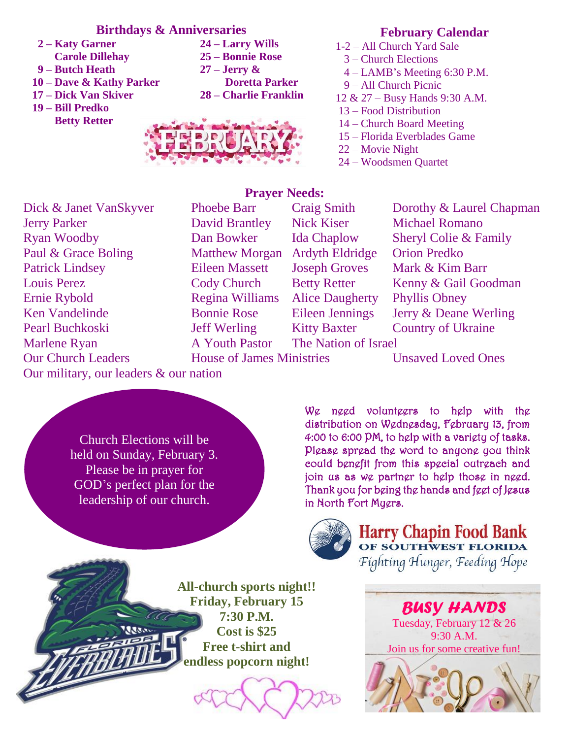## Birthdays & Anniversaries

**2 – Katy Garner**
**Carole Dillehay**
**9 – Butch Heath**
**10 – Dave & Kathy Parker**
**17 – Dick Van Skiver**
**19 – Bill Predko**
**Betty Retter**
**24 – Larry Wills**
**25 – Bonnie Rose**
**27 – Jerry & Doretta Parker**
**28 – Charlie Franklin**

## February Calendar

1-2 – All Church Yard Sale
3 – Church Elections
4 – LAMB's Meeting 6:30 P.M.
9 – All Church Picnic
12 & 27 – Busy Hands 9:30 A.M.
13 – Food Distribution
14 – Church Board Meeting
15 – Florida Everblades Game
22 – Movie Night
24 – Woodsmen Quartet

## Prayer Needs:

Dick & Janet VanSkyver
Jerry Parker
Ryan Woodby
Paul & Grace Boling
Patrick Lindsey
Louis Perez
Ernie Rybold
Ken Vandelinde
Pearl Buchkoski
Marlene Ryan
Our Church Leaders
Our military, our leaders & our nation
Phoebe Barr
David Brantley
Dan Bowker
Matthew Morgan
Eileen Massett
Cody Church
Regina Williams
Bonnie Rose
Jeff Werling
A Youth Pastor
House of James Ministries
Craig Smith
Nick Kiser
Ida Chaplow
Ardyth Eldridge
Joseph Groves
Betty Retter
Alice Daugherty
Eileen Jennings
Kitty Baxter
The Nation of Israel
Dorothy & Laurel Chapman
Michael Romano
Sheryl Colie & Family
Orion Predko
Mark & Kim Barr
Kenny & Gail Goodman
Phyllis Obney
Jerry & Deane Werling
Country of Ukraine
Unsaved Loved Ones

Church Elections will be held on Sunday, February 3. Please be in prayer for GOD's perfect plan for the leadership of our church.

We need volunteers to help with the distribution on Wednesday, February 13, from 4:00 to 6:00 PM, to help with a variety of tasks. Please spread the word to anyone you think could benefit from this special outreach and join us as we partner to help those in need. Thank you for being the hands and feet of Jesus in North Fort Myers.

Harry Chapin Food Bank OF SOUTHWEST FLORIDA
*Fighting Hunger, Feeding Hope*

**All-church sports night!!**
**Friday, February 15**
**7:30 P.M.**
**Cost is $25**
**Free t-shirt and endless popcorn night!**

***BUSY HANDS***
Tuesday, February 12 & 26
9:30 A.M.
Join us for some creative fun!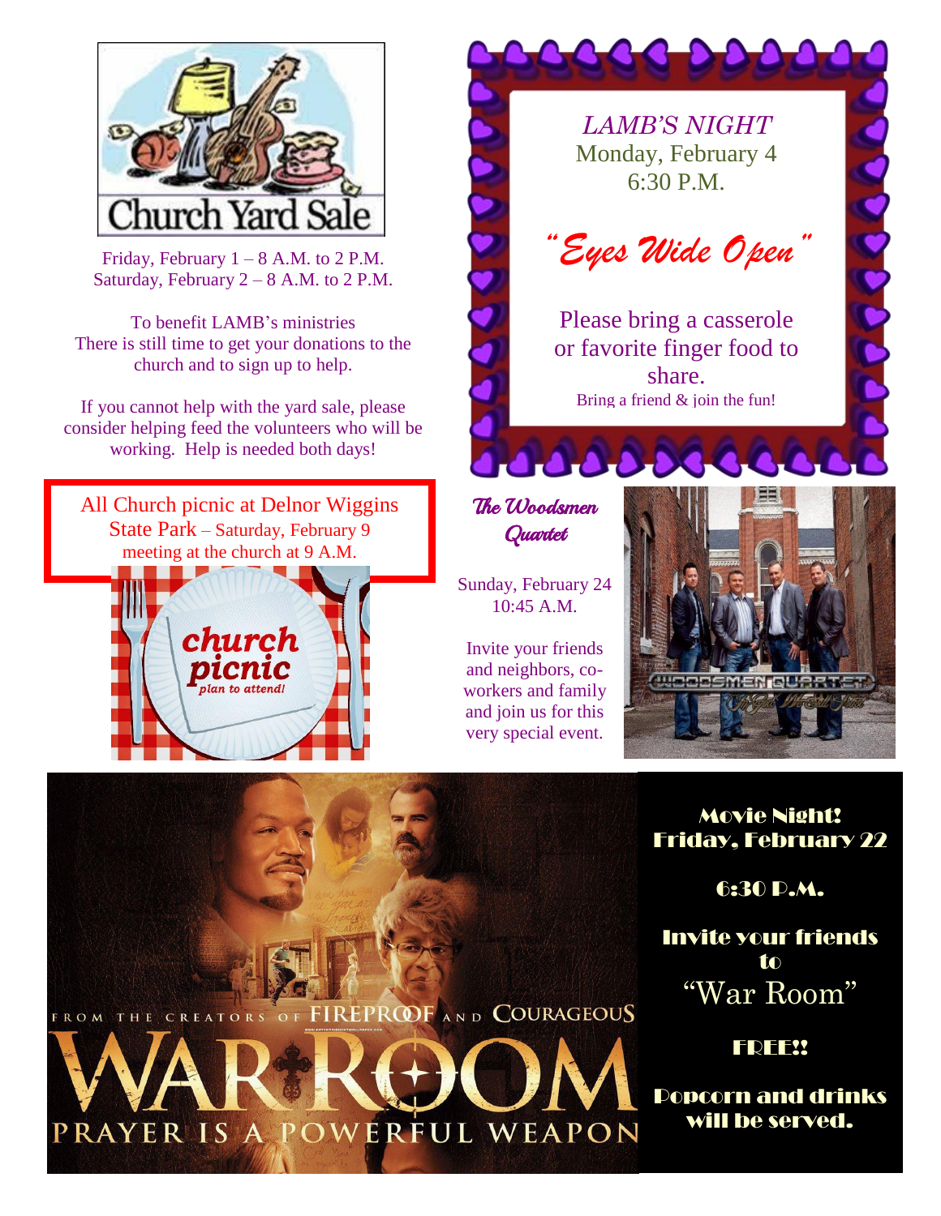## Church Yard Sale

Friday, February 1 – 8 A.M. to 2 P.M.
Saturday, February 2 – 8 A.M. to 2 P.M.

To benefit LAMB's ministries
There is still time to get your donations to the church and to sign up to help.

If you cannot help with the yard sale, please consider helping feed the volunteers who will be working. Help is needed both days!

All Church picnic at Delnor Wiggins State Park – Saturday, February 9 meeting at the church at 9 A.M.

church picnic
plan to attend!

## *LAMB'S NIGHT*

Monday, February 4
6:30 P.M.

### *"Eyes Wide Open"*

Please bring a casserole or favorite finger food to share.
Bring a friend & join the fun!

## *The Woodsmen Quartet*

Sunday, February 24
10:45 A.M.

Invite your friends and neighbors, co-workers and family and join us for this very special event.

## Movie Night!

**Friday, February 22**

**6:30 P.M.**

**Invite your friends to**
"War Room"

**FREE!!**

**Popcorn and drinks will be served.**

FROM THE CREATORS OF FIREPROOF AND COURAGEOUS
WAR ROOM
PRAYER IS A POWERFUL WEAPON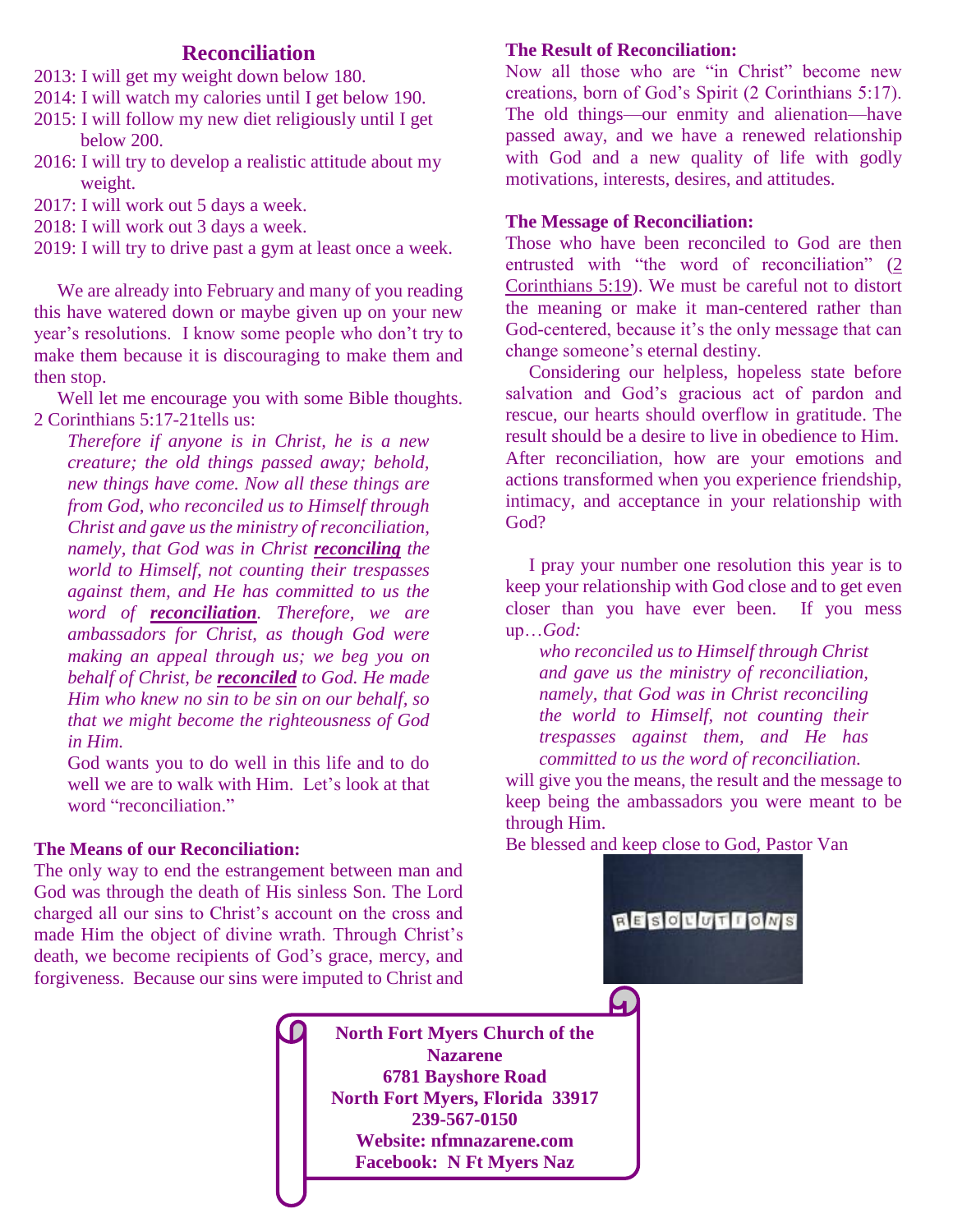## Reconciliation

2013: I will get my weight down below 180.
2014: I will watch my calories until I get below 190.
2015: I will follow my new diet religiously until I get below 200.
2016: I will try to develop a realistic attitude about my weight.
2017: I will work out 5 days a week.
2018: I will work out 3 days a week.
2019: I will try to drive past a gym at least once a week.

We are already into February and many of you reading this have watered down or maybe given up on your new year's resolutions. I know some people who don't try to make them because it is discouraging to make them and then stop.

Well let me encourage you with some Bible thoughts. 2 Corinthians 5:17-21tells us:

> *Therefore if anyone is in Christ, he is a new creature; the old things passed away; behold, new things have come. Now all these things are from God, who reconciled us to Himself through Christ and gave us the ministry of reconciliation, namely, that God was in Christ* ***reconciling*** *the world to Himself, not counting their trespasses against them, and He has committed to us the word of* ***reconciliation****. Therefore, we are ambassadors for Christ, as though God were making an appeal through us; we beg you on behalf of Christ, be* ***reconciled*** *to God. He made Him who knew no sin to be sin on our behalf, so that we might become the righteousness of God in Him.*
>
> God wants you to do well in this life and to do well we are to walk with Him. Let's look at that word "reconciliation."

**The Means of our Reconciliation:**
The only way to end the estrangement between man and God was through the death of His sinless Son. The Lord charged all our sins to Christ's account on the cross and made Him the object of divine wrath. Through Christ's death, we become recipients of God's grace, mercy, and forgiveness. Because our sins were imputed to Christ and

**The Result of Reconciliation:**
Now all those who are "in Christ" become new creations, born of God's Spirit (2 Corinthians 5:17). The old things—our enmity and alienation—have passed away, and we have a renewed relationship with God and a new quality of life with godly motivations, interests, desires, and attitudes.

**The Message of Reconciliation:**
Those who have been reconciled to God are then entrusted with "the word of reconciliation" (2 Corinthians 5:19). We must be careful not to distort the meaning or make it man-centered rather than God-centered, because it's the only message that can change someone's eternal destiny.

Considering our helpless, hopeless state before salvation and God's gracious act of pardon and rescue, our hearts should overflow in gratitude. The result should be a desire to live in obedience to Him. After reconciliation, how are your emotions and actions transformed when you experience friendship, intimacy, and acceptance in your relationship with God?

I pray your number one resolution this year is to keep your relationship with God close and to get even closer than you have ever been. If you mess up…*God:*

> *who reconciled us to Himself through Christ and gave us the ministry of reconciliation, namely, that God was in Christ reconciling the world to Himself, not counting their trespasses against them, and He has committed to us the word of reconciliation.*

will give you the means, the result and the message to keep being the ambassadors you were meant to be through Him.

Be blessed and keep close to God, Pastor Van

**North Fort Myers Church of the Nazarene**
**6781 Bayshore Road**
**North Fort Myers, Florida 33917**
**239-567-0150**
**Website: nfmnazarene.com**
**Facebook: N Ft Myers Naz**